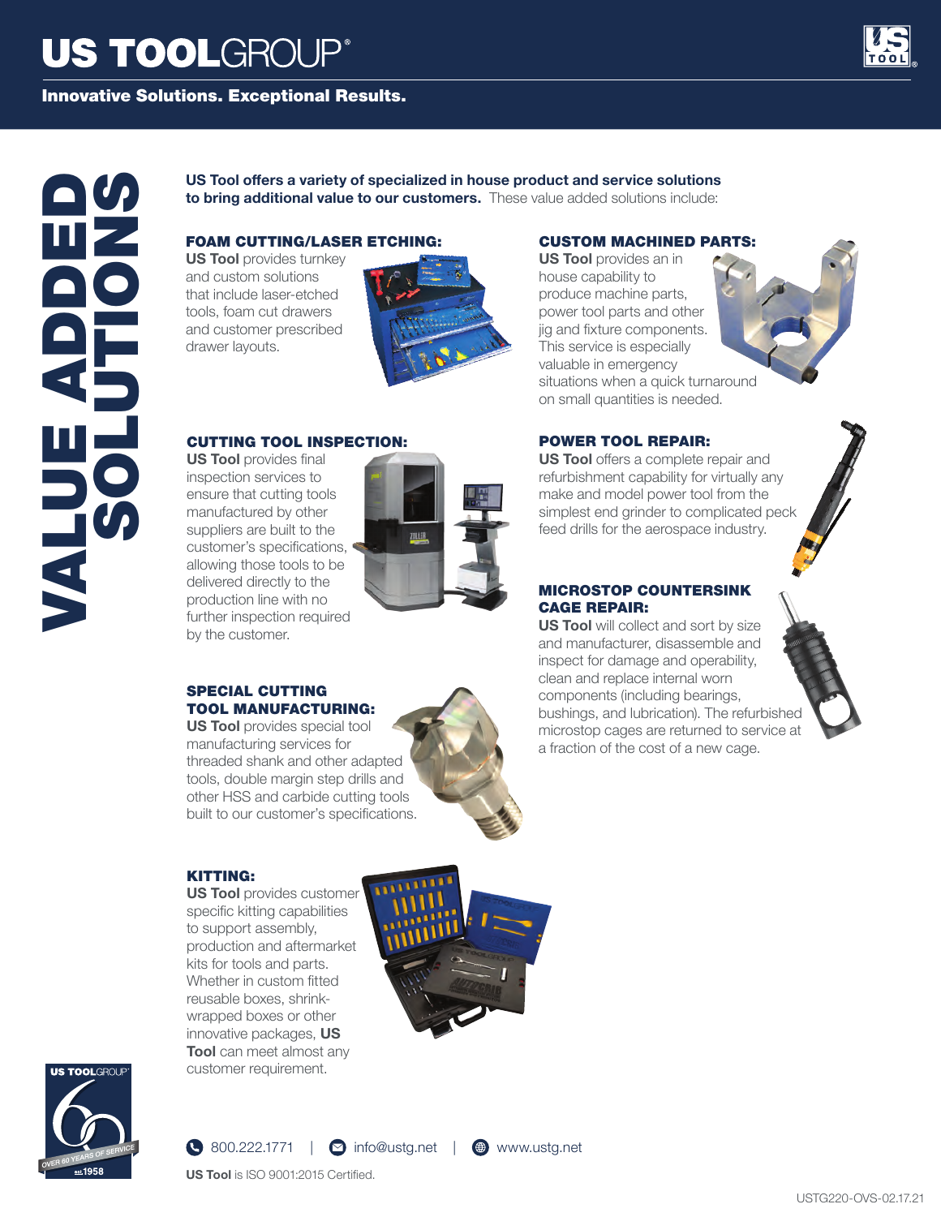# US TOOLGROUP®

**Innovative Solutions. Exceptional Results.**

# VALUE ADDED SOLUTIONS

**US Tool offers a variety of specialized in house product and service solutions to bring additional value to our customers.** These value added solutions include:

### FOAM CUTTING/LASER ETCHING:

**US Tool** provides turnkey and custom solutions that include laser-etched tools, foam cut drawers and customer prescribed drawer layouts.

### CUSTOM MACHINED PARTS:

**US Tool** provides an in house capability to produce machine parts, power tool parts and other jig and fixture components. This service is especially valuable in emergency situations when a quick turnaround on small quantities is needed.

### CUTTING TOOL INSPECTION:

**US Tool** provides final inspection services to ensure that cutting tools manufactured by other suppliers are built to the customer's specifications, allowing those tools to be delivered directly to the production line with no further inspection required by the customer.

### POWER TOOL REPAIR:

**US Tool** provides a complete repair and refurbishment capability for virtually any make and model power tool from the simplest end grinder to complicated peck feed drills for the aerospace industry.

### MICROSTOP COUNTERSINK CAGE REPAIR:

**US Tool** will collect and sort by size and manufacturer, disassemble and inspect for damage and operability, clean and replace internal worn components (including bearings, bushings, and lubrication). The refurbished microstop cages are returned to service at a fraction of the cost of a new cage.

### SPECIAL CUTTING TOOL MANUFACTURING:

**US Tool** provides special tool manufacturing services for threaded shank and other adapted tools, double margin step drills and other HSS and carbide cutting tools built to our customer's specifications.

### KITTING:

**US Tool** provides customer specific kitting capabilities to support assembly, production and aftermarket kits for tools and parts. Whether in custom fitted reusable boxes, shrink-wrapped boxes or other innovative packages, **US Tool** can meet almost any customer requirement.

US TOOLGROUP® 60 — OVER 60 YEARS OF SERVICE — EST. 1958

800.222.1771 | info@ustg.net | www.ustg.net

**US Tool** is ISO 9001:2015 Certified.

USTG220-OVS-02.17.21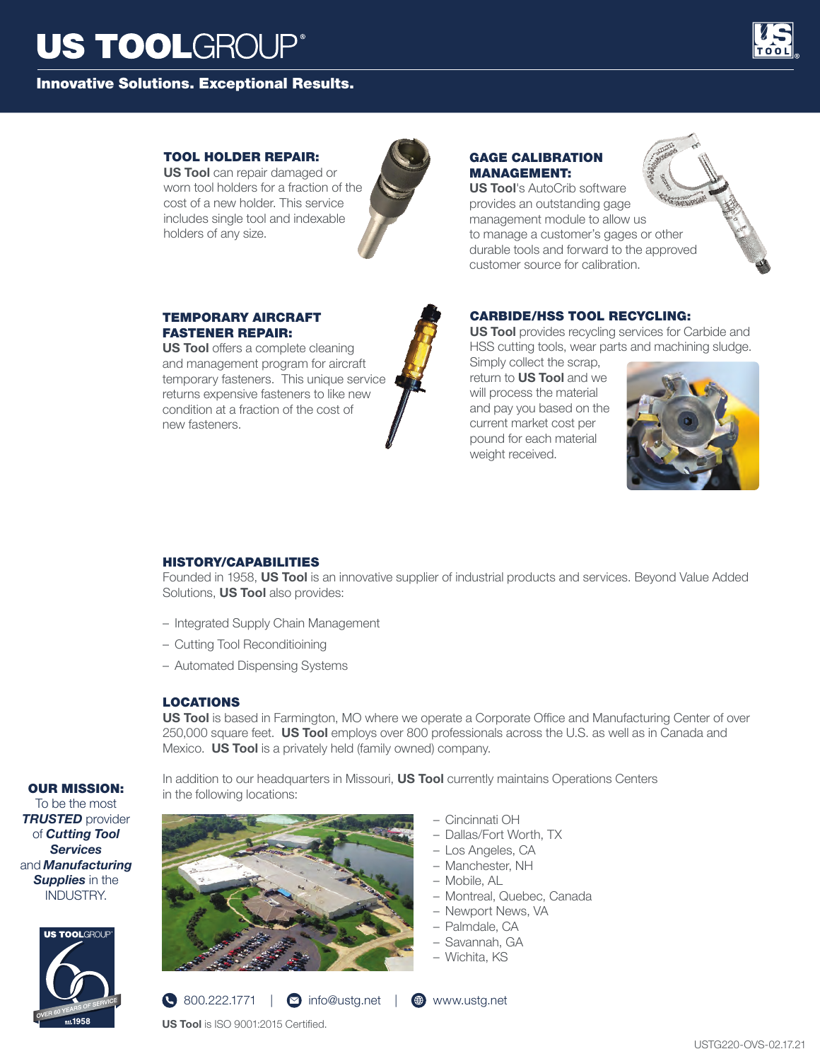# US TOOLGROUP®

**Innovative Solutions. Exceptional Results.**

### TOOL HOLDER REPAIR:

**US Tool** can repair damaged or worn tool holders for a fraction of the cost of a new holder. This service includes single tool and indexable holders of any size.

### GAGE CALIBRATION MANAGEMENT:

**US Tool**'s AutoCrib software provides an outstanding gage management module to allow us to manage a customer's gages or other durable tools and forward to the approved customer source for calibration.

### TEMPORARY AIRCRAFT FASTENER REPAIR:

**US Tool** offers a complete cleaning and management program for aircraft temporary fasteners. This unique service returns expensive fasteners to like new condition at a fraction of the cost of new fasteners.

### CARBIDE/HSS TOOL RECYCLING:

**US Tool** provides recycling services for Carbide and HSS cutting tools, wear parts and machining sludge. Simply collect the scrap, return to **US Tool** and we will process the material and pay you based on the current market cost per pound for each material weight received.

### HISTORY/CAPABILITIES

Founded in 1958, **US Tool** is an innovative supplier of industrial products and services. Beyond Value Added Solutions, **US Tool** also provides:

- Integrated Supply Chain Management
- Cutting Tool Reconditioining
- Automated Dispensing Systems

### LOCATIONS

**US Tool** is based in Farmington, MO where we operate a Corporate Office and Manufacturing Center of over 250,000 square feet. **US Tool** employs over 800 professionals across the U.S. as well as in Canada and Mexico. **US Tool** is a privately held (family owned) company.

In addition to our headquarters in Missouri, **US Tool** currently maintains Operations Centers in the following locations:

- Cincinnati OH
- Dallas/Fort Worth, TX
- Los Angeles, CA
- Manchester, NH
- Mobile, AL
- Montreal, Quebec, Canada
- Newport News, VA
- Palmdale, CA
- Savannah, GA
- Wichita, KS

### OUR MISSION:

To be the most ***TRUSTED*** provider of ***Cutting Tool Services*** and ***Manufacturing Supplies*** in the INDUSTRY.

US TOOLGROUP® 60 OVER 60 YEARS OF SERVICE EST. 1958

800.222.1771 | info@ustg.net | www.ustg.net

**US Tool** is ISO 9001:2015 Certified.

USTG220-OVS-02.17.21